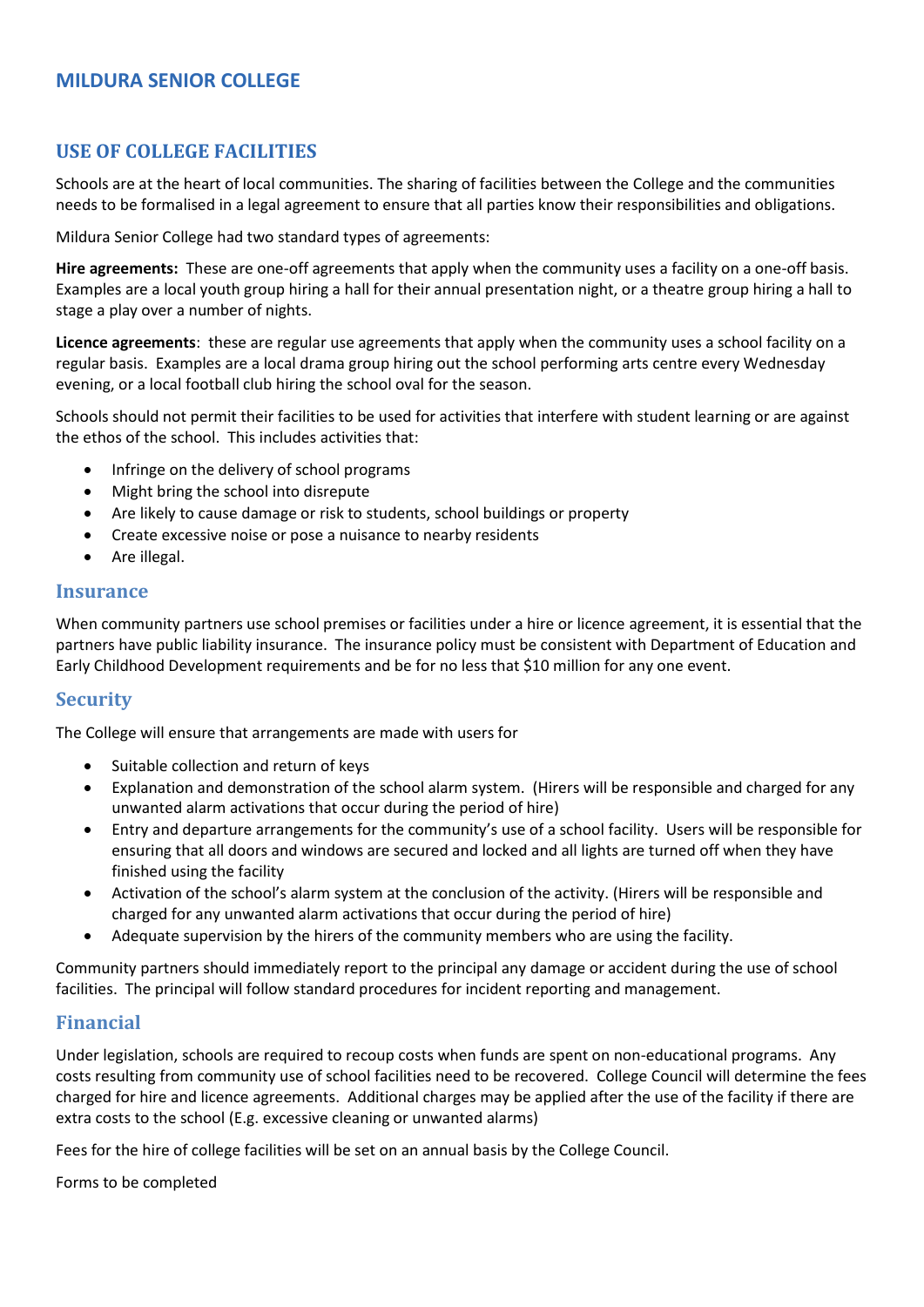# MILDURA SENIOR COLLEGE

## USE OF COLLEGE FACILITIES

Schools are at the heart of local communities. The sharing of facilities between the College and the communities needs to be formalised in a legal agreement to ensure that all parties know their responsibilities and obligations.

Mildura Senior College had two standard types of agreements:

**Hire agreements:** These are one-off agreements that apply when the community uses a facility on a one-off basis. Examples are a local youth group hiring a hall for their annual presentation night, or a theatre group hiring a hall to stage a play over a number of nights.

**Licence agreements**: these are regular use agreements that apply when the community uses a school facility on a regular basis. Examples are a local drama group hiring out the school performing arts centre every Wednesday evening, or a local football club hiring the school oval for the season.

Schools should not permit their facilities to be used for activities that interfere with student learning or are against the ethos of the school. This includes activities that:

- Infringe on the delivery of school programs
- Might bring the school into disrepute
- Are likely to cause damage or risk to students, school buildings or property
- Create excessive noise or pose a nuisance to nearby residents
- Are illegal.

### Insurance

When community partners use school premises or facilities under a hire or licence agreement, it is essential that the partners have public liability insurance. The insurance policy must be consistent with Department of Education and Early Childhood Development requirements and be for no less that $10 million for any one event.

### Security

The College will ensure that arrangements are made with users for

- Suitable collection and return of keys
- Explanation and demonstration of the school alarm system. (Hirers will be responsible and charged for any unwanted alarm activations that occur during the period of hire)
- Entry and departure arrangements for the community's use of a school facility. Users will be responsible for ensuring that all doors and windows are secured and locked and all lights are turned off when they have finished using the facility
- Activation of the school's alarm system at the conclusion of the activity. (Hirers will be responsible and charged for any unwanted alarm activations that occur during the period of hire)
- Adequate supervision by the hirers of the community members who are using the facility.

Community partners should immediately report to the principal any damage or accident during the use of school facilities. The principal will follow standard procedures for incident reporting and management.

### Financial

Under legislation, schools are required to recoup costs when funds are spent on non-educational programs. Any costs resulting from community use of school facilities need to be recovered. College Council will determine the fees charged for hire and licence agreements. Additional charges may be applied after the use of the facility if there are extra costs to the school (E.g. excessive cleaning or unwanted alarms)

Fees for the hire of college facilities will be set on an annual basis by the College Council.

Forms to be completed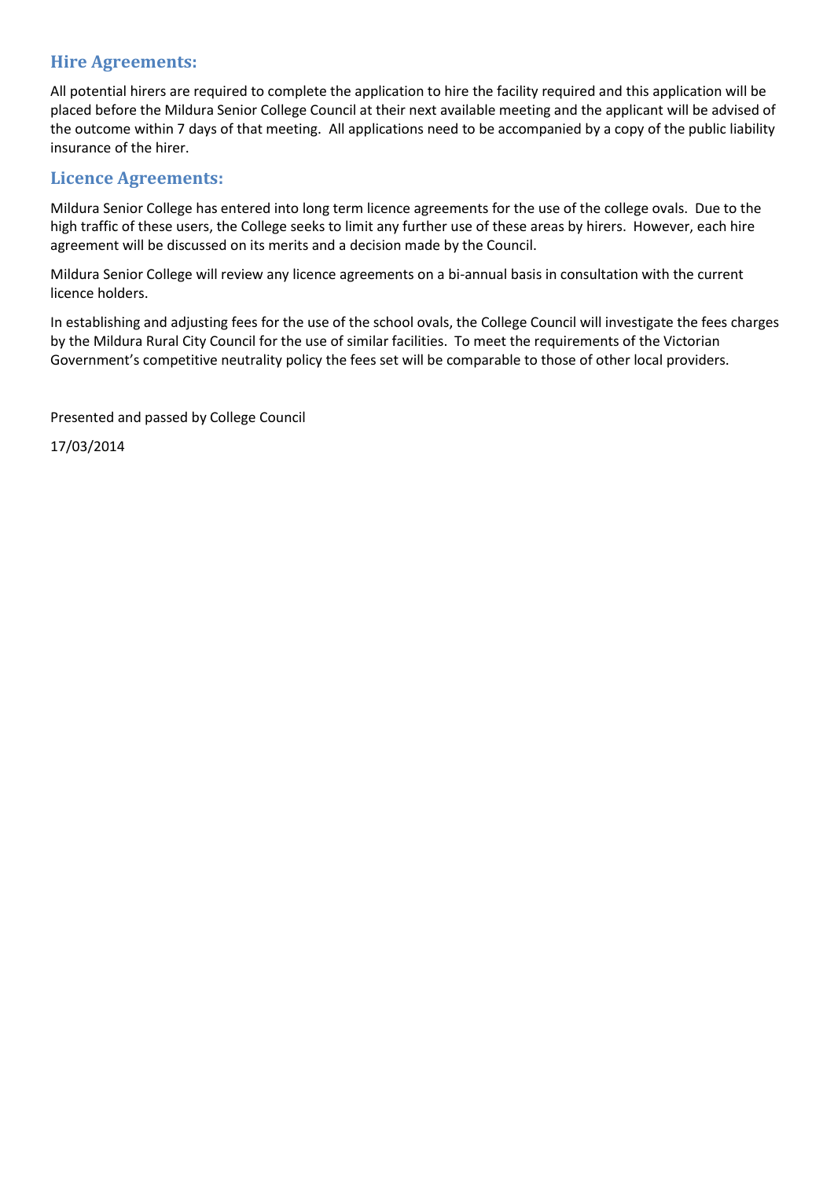## Hire Agreements:

All potential hirers are required to complete the application to hire the facility required and this application will be placed before the Mildura Senior College Council at their next available meeting and the applicant will be advised of the outcome within 7 days of that meeting. All applications need to be accompanied by a copy of the public liability insurance of the hirer.

## Licence Agreements:

Mildura Senior College has entered into long term licence agreements for the use of the college ovals. Due to the high traffic of these users, the College seeks to limit any further use of these areas by hirers. However, each hire agreement will be discussed on its merits and a decision made by the Council.

Mildura Senior College will review any licence agreements on a bi-annual basis in consultation with the current licence holders.

In establishing and adjusting fees for the use of the school ovals, the College Council will investigate the fees charges by the Mildura Rural City Council for the use of similar facilities. To meet the requirements of the Victorian Government's competitive neutrality policy the fees set will be comparable to those of other local providers.

Presented and passed by College Council

17/03/2014